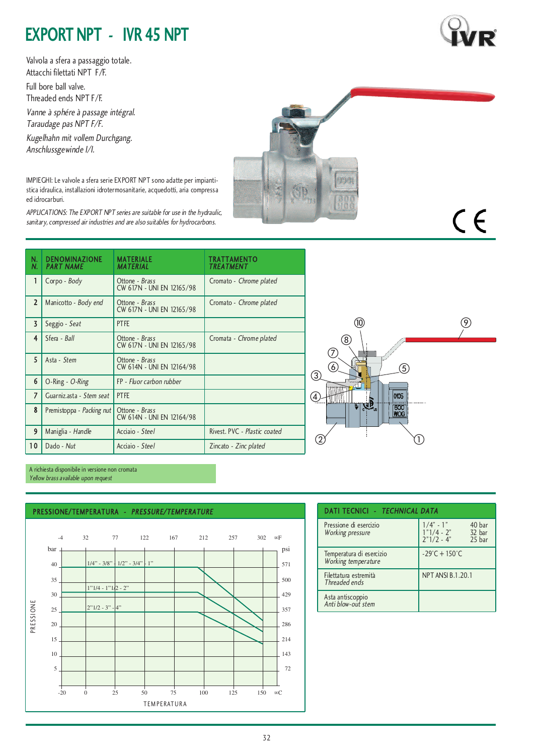# EXPORT NPT - IVR 45 NPT

Valvola a sfera a passaggio totale.
Attacchi filettati NPT F/F.

Full bore ball valve.
Threaded ends NPT F/F.

*Vanne à sphére à passage intégral.*
*Taraudage pas NPT F/F.*

*Kugelhahn mit vollem Durchgang.*
*Anschlussgewinde I/I.*

IMPIEGHI: Le valvole a sfera serie EXPORT NPT sono adatte per impiantistica idraulica, installazioni idrotermosanitarie, acquedotti, aria compressa ed idrocarburi.

*APPLICATIONS: The EXPORT NPT series are suitable for use in the hydraulic, sanitary, compressed air industries and are also suitables for hydrocarbons.*

| N. *N.* | DENOMINAZIONE *PART NAME* | MATERIALE *MATERIAL* | TRATTAMENTO *TREATMENT* |
|---|---|---|---|
| 1 | Corpo - *Body* | Ottone - *Brass* CW 617N - UNI EN 12165/98 | Cromato - *Chrome plated* |
| 2 | Manicotto - *Body end* | Ottone - *Brass* CW 617N - UNI EN 12165/98 | Cromato - *Chrome plated* |
| 3 | Seggio - *Seat* | PTFE | |
| 4 | Sfera - *Ball* | Ottone - *Brass* CW 617N - UNI EN 12165/98 | Cromata - *Chrome plated* |
| 5 | Asta - *Stem* | Ottone - *Brass* CW 614N - UNI EN 12164/98 | |
| 6 | O-Ring - *O-Ring* | FP - *Fluor carbon rubber* | |
| 7 | Guarniz.asta - *Stem seat* | PTFE | |
| 8 | Premistoppa - *Packing nut* | Ottone - *Brass* CW 614N - UNI EN 12164/98 | |
| 9 | Maniglia - *Handle* | Acciaio - *Steel* | Rivest. PVC - *Plastic coated* |
| 10 | Dado - *Nut* | Acciaio - *Steel* | Zincato - *Zinc plated* |

A richiesta disponibile in versione non cromata
*Yellow brass available upon request*

## PRESSIONE/TEMPERATURA - *PRESSURE/TEMPERATURE*

Pressure (bar / psi) vs. temperature (°C / °F) curves: 1/4" - 3/8" - 1/2" - 3/4" - 1"; 1"1/4 - 1"1/2 - 2"; 2"1/2 - 3" - 4".

PRESSIONE — TEMPERATURA

## DATI TECNICI - *TECHNICAL DATA*

| | |
|---|---|
| Pressione di esercizio *Working pressure* | 1/4" - 1" 40 bar<br>1"1/4 - 2" 32 bar<br>2"1/2 - 4" 25 bar |
| Temperatura di esercizio *Working temperature* | -29°C + 150°C |
| Filettatura estremità *Threaded ends* | NPT ANSI B.1.20.1 |
| Asta antiscoppio *Anti blow-out stem* | |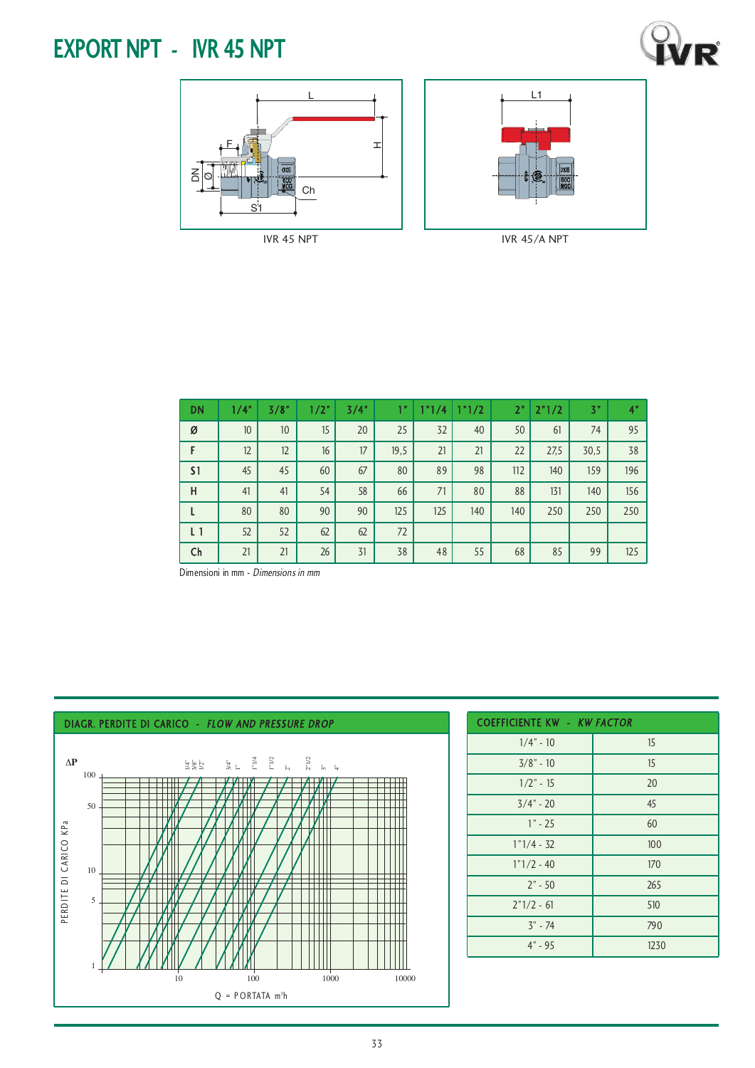# EXPORT NPT - IVR 45 NPT

L

H

F

DN

Ø

Ch

S1

IVR 45 NPT

L1

IVR 45/A NPT

| DN | 1/4" | 3/8" | 1/2" | 3/4" | 1" | 1"1/4 | 1"1/2 | 2" | 2"1/2 | 3" | 4" |
|---|---|---|---|---|---|---|---|---|---|---|---|
| **Ø** | 10 | 10 | 15 | 20 | 25 | 32 | 40 | 50 | 61 | 74 | 95 |
| **F** | 12 | 12 | 16 | 17 | 19,5 | 21 | 21 | 22 | 27,5 | 30,5 | 38 |
| **S1** | 45 | 45 | 60 | 67 | 80 | 89 | 98 | 112 | 140 | 159 | 196 |
| **H** | 41 | 41 | 54 | 58 | 66 | 71 | 80 | 88 | 131 | 140 | 156 |
| **L** | 80 | 80 | 90 | 90 | 125 | 125 | 140 | 140 | 250 | 250 | 250 |
| **L 1** | 52 | 52 | 62 | 62 | 72 | | | | | | |
| **Ch** | 21 | 21 | 26 | 31 | 38 | 48 | 55 | 68 | 85 | 99 | 125 |

Dimensioni in mm - *Dimensions in mm*

## DIAGR. PERDITE DI CARICO - *FLOW AND PRESSURE DROP*

ΔP

1/4" 3/8" 1/2" 3/4" 1" 1"1/4 1"1/2 2" 2"1/2 3" 4"

100

50

10

5

1

PERDITE DI CARICO KPa

10

100

1000

10000

Q = PORTATA $m^3h$

## COEFFICIENTE KW - *KW FACTOR*

| | |
|---|---|
| 1/4" - 10 | 15 |
| 3/8" - 10 | 15 |
| 1/2" - 15 | 20 |
| 3/4" - 20 | 45 |
| 1" - 25 | 60 |
| 1"1/4 - 32 | 100 |
| 1"1/2 - 40 | 170 |
| 2" - 50 | 265 |
| 2"1/2 - 61 | 510 |
| 3" - 74 | 790 |
| 4" - 95 | 1230 |